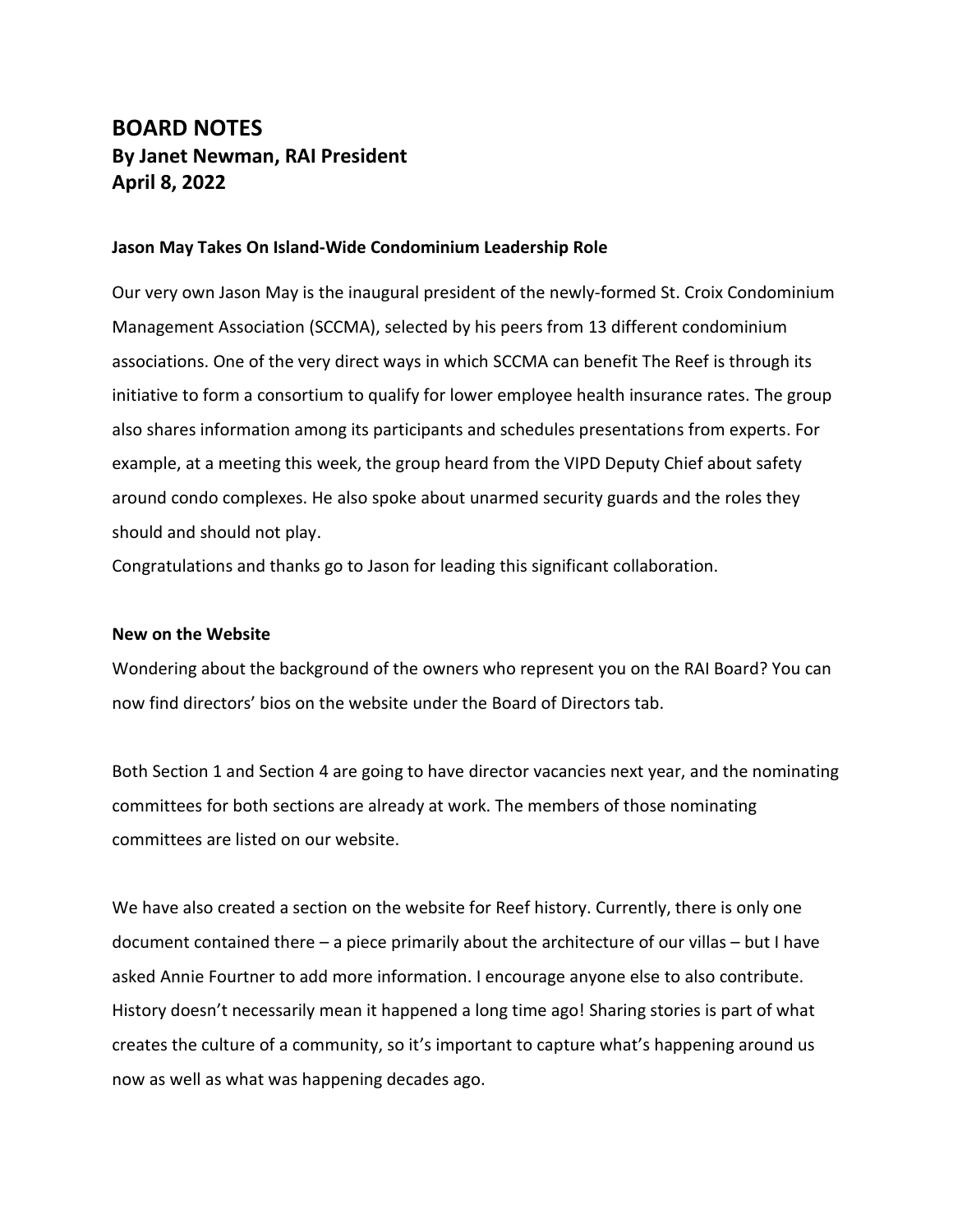# BOARD NOTES
## By Janet Newman, RAI President
## April 8, 2022

**Jason May Takes On Island-Wide Condominium Leadership Role**

Our very own Jason May is the inaugural president of the newly-formed St. Croix Condominium Management Association (SCCMA), selected by his peers from 13 different condominium associations. One of the very direct ways in which SCCMA can benefit The Reef is through its initiative to form a consortium to qualify for lower employee health insurance rates. The group also shares information among its participants and schedules presentations from experts. For example, at a meeting this week, the group heard from the VIPD Deputy Chief about safety around condo complexes. He also spoke about unarmed security guards and the roles they should and should not play.
Congratulations and thanks go to Jason for leading this significant collaboration.

**New on the Website**

Wondering about the background of the owners who represent you on the RAI Board? You can now find directors' bios on the website under the Board of Directors tab.

Both Section 1 and Section 4 are going to have director vacancies next year, and the nominating committees for both sections are already at work. The members of those nominating committees are listed on our website.

We have also created a section on the website for Reef history. Currently, there is only one document contained there – a piece primarily about the architecture of our villas – but I have asked Annie Fourtner to add more information. I encourage anyone else to also contribute. History doesn't necessarily mean it happened a long time ago! Sharing stories is part of what creates the culture of a community, so it's important to capture what's happening around us now as well as what was happening decades ago.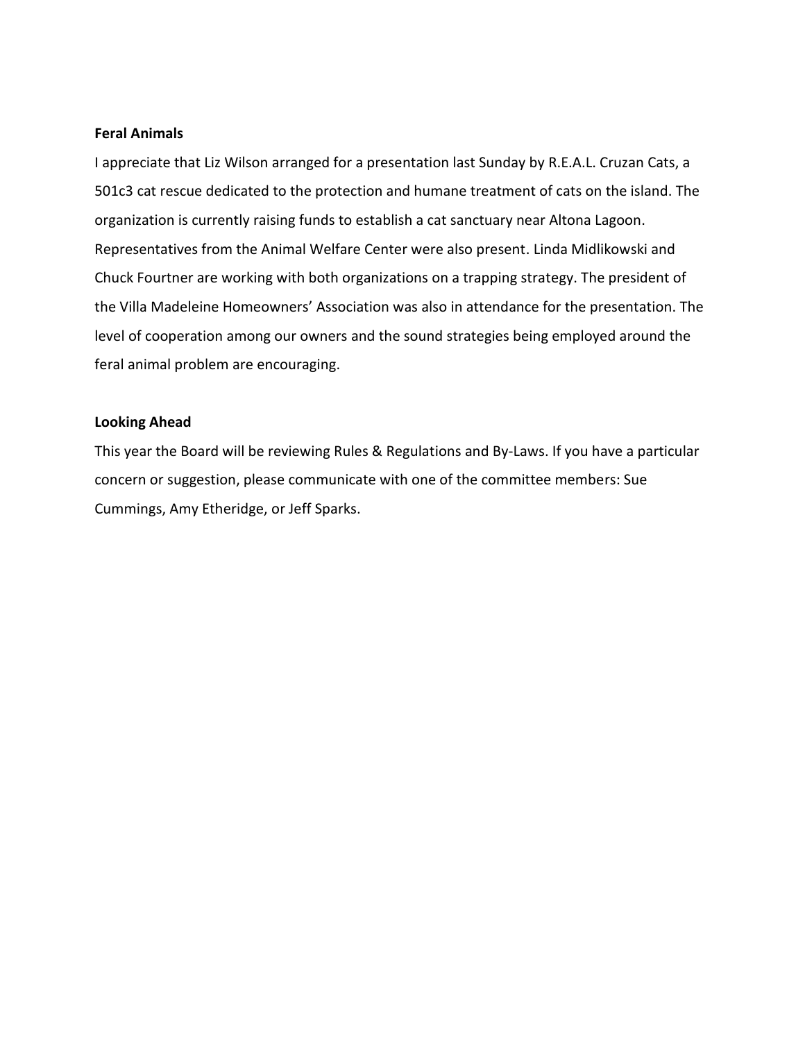**Feral Animals**

I appreciate that Liz Wilson arranged for a presentation last Sunday by R.E.A.L. Cruzan Cats, a 501c3 cat rescue dedicated to the protection and humane treatment of cats on the island. The organization is currently raising funds to establish a cat sanctuary near Altona Lagoon. Representatives from the Animal Welfare Center were also present. Linda Midlikowski and Chuck Fourtner are working with both organizations on a trapping strategy. The president of the Villa Madeleine Homeowners' Association was also in attendance for the presentation. The level of cooperation among our owners and the sound strategies being employed around the feral animal problem are encouraging.

**Looking Ahead**

This year the Board will be reviewing Rules & Regulations and By-Laws. If you have a particular concern or suggestion, please communicate with one of the committee members: Sue Cummings, Amy Etheridge, or Jeff Sparks.